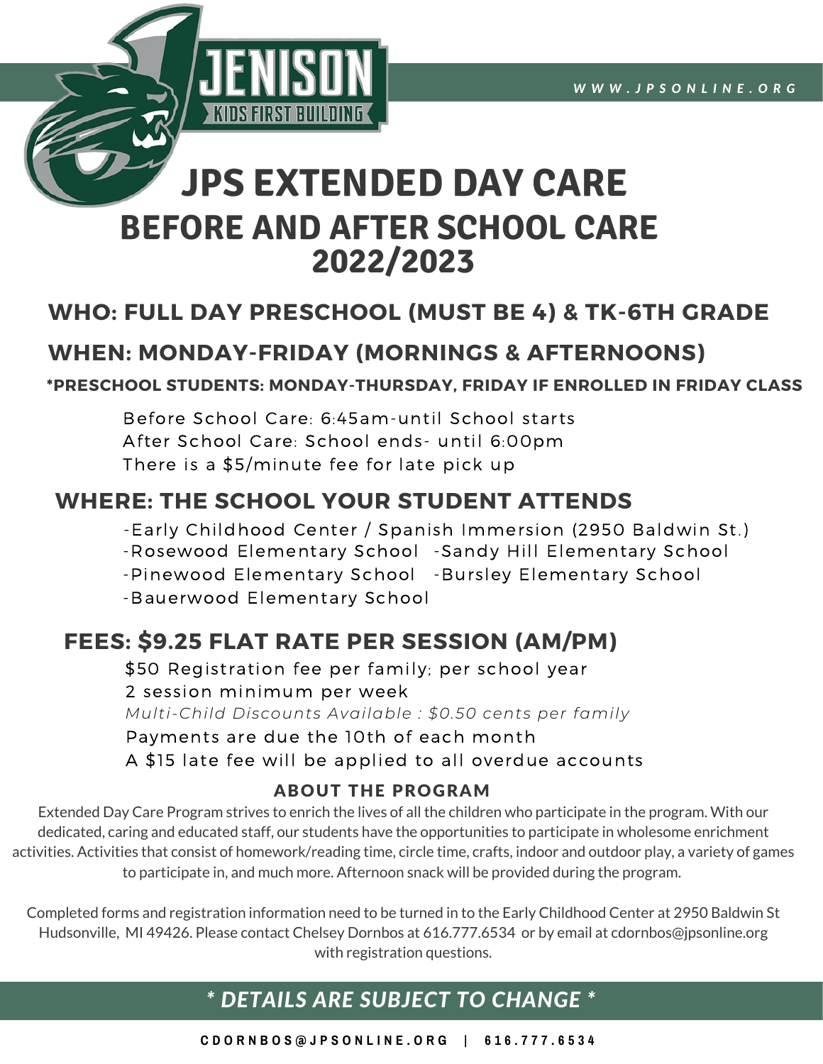JENISON
KIDS FIRST BUILDING

WWW.JPSONLINE.ORG

# JPS EXTENDED DAY CARE
## BEFORE AND AFTER SCHOOL CARE 2022/2023

## WHO: FULL DAY PRESCHOOL (MUST BE 4) & TK-6TH GRADE

## WHEN: MONDAY-FRIDAY (MORNINGS & AFTERNOONS)

**\*PRESCHOOL STUDENTS: MONDAY-THURSDAY, FRIDAY IF ENROLLED IN FRIDAY CLASS**

Before School Care: 6:45am-until School starts
After School Care: School ends- until 6:00pm
There is a $5/minute fee for late pick up

## WHERE: THE SCHOOL YOUR STUDENT ATTENDS

- Early Childhood Center / Spanish Immersion (2950 Baldwin St.)
- Rosewood Elementary School
- Sandy Hill Elementary School
- Pinewood Elementary School
- Bursley Elementary School
- Bauerwood Elementary School

## FEES: $9.25 FLAT RATE PER SESSION (AM/PM)

$50 Registration fee per family; per school year
2 session minimum per week
*Multi-Child Discounts Available : $0.50 cents per family*
Payments are due the 10th of each month
A $15 late fee will be applied to all overdue accounts

### ABOUT THE PROGRAM

Extended Day Care Program strives to enrich the lives of all the children who participate in the program. With our dedicated, caring and educated staff, our students have the opportunities to participate in wholesome enrichment activities. Activities that consist of homework/reading time, circle time, crafts, indoor and outdoor play, a variety of games to participate in, and much more. Afternoon snack will be provided during the program.

Completed forms and registration information need to be turned in to the Early Childhood Center at 2950 Baldwin St Hudsonville, MI 49426. Please contact Chelsey Dornbos at 616.777.6534 or by email at cdornbos@jpsonline.org with registration questions.

***\* DETAILS ARE SUBJECT TO CHANGE \****

CDORNBOS@JPSONLINE.ORG | 616.777.6534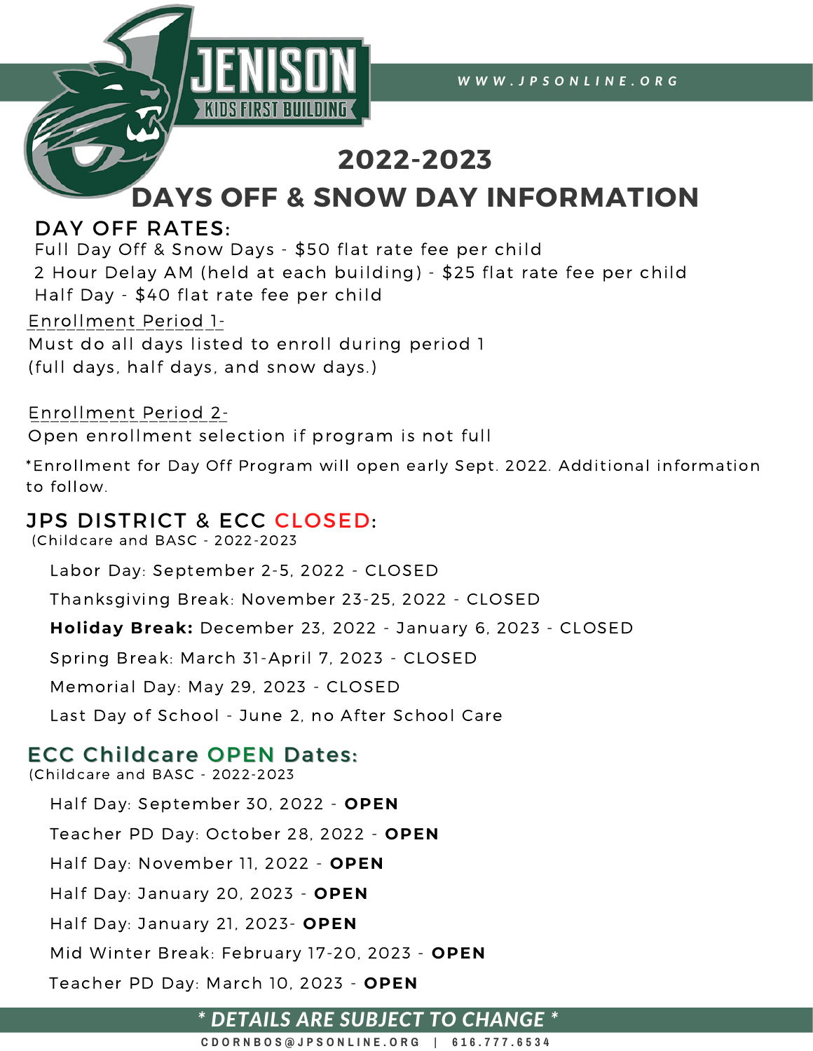JENISON

KIDS FIRST BUILDING

WWW.JPSONLINE.ORG

# 2022-2023

# DAYS OFF & SNOW DAY INFORMATION

## DAY OFF RATES:

Full Day Off & Snow Days - $50 flat rate fee per child

2 Hour Delay AM (held at each building) - $25 flat rate fee per child

Half Day - $40 flat rate fee per child

Enrollment Period 1-

Must do all days listed to enroll during period 1 (full days, half days, and snow days.)

Enrollment Period 2-

Open enrollment selection if program is not full

*Enrollment for Day Off Program will open early Sept. 2022. Additional information to follow.

## JPS DISTRICT & ECC CLOSED:

(Childcare and BASC - 2022-2023

Labor Day: September 2-5, 2022 - CLOSED

Thanksgiving Break: November 23-25, 2022 - CLOSED

**Holiday Break:** December 23, 2022 - January 6, 2023 - CLOSED

Spring Break: March 31-April 7, 2023 - CLOSED

Memorial Day: May 29, 2023 - CLOSED

Last Day of School - June 2, no After School Care

## ECC Childcare OPEN Dates:

(Childcare and BASC - 2022-2023

Half Day: September 30, 2022 - **OPEN**

Teacher PD Day: October 28, 2022 - **OPEN**

Half Day: November 11, 2022 - **OPEN**

Half Day: January 20, 2023 - **OPEN**

Half Day: January 21, 2023- **OPEN**

Mid Winter Break: February 17-20, 2023 - **OPEN**

Teacher PD Day: March 10, 2023 - **OPEN**

***\* DETAILS ARE SUBJECT TO CHANGE \****

CDORNBOS@JPSONLINE.ORG | 616.777.6534